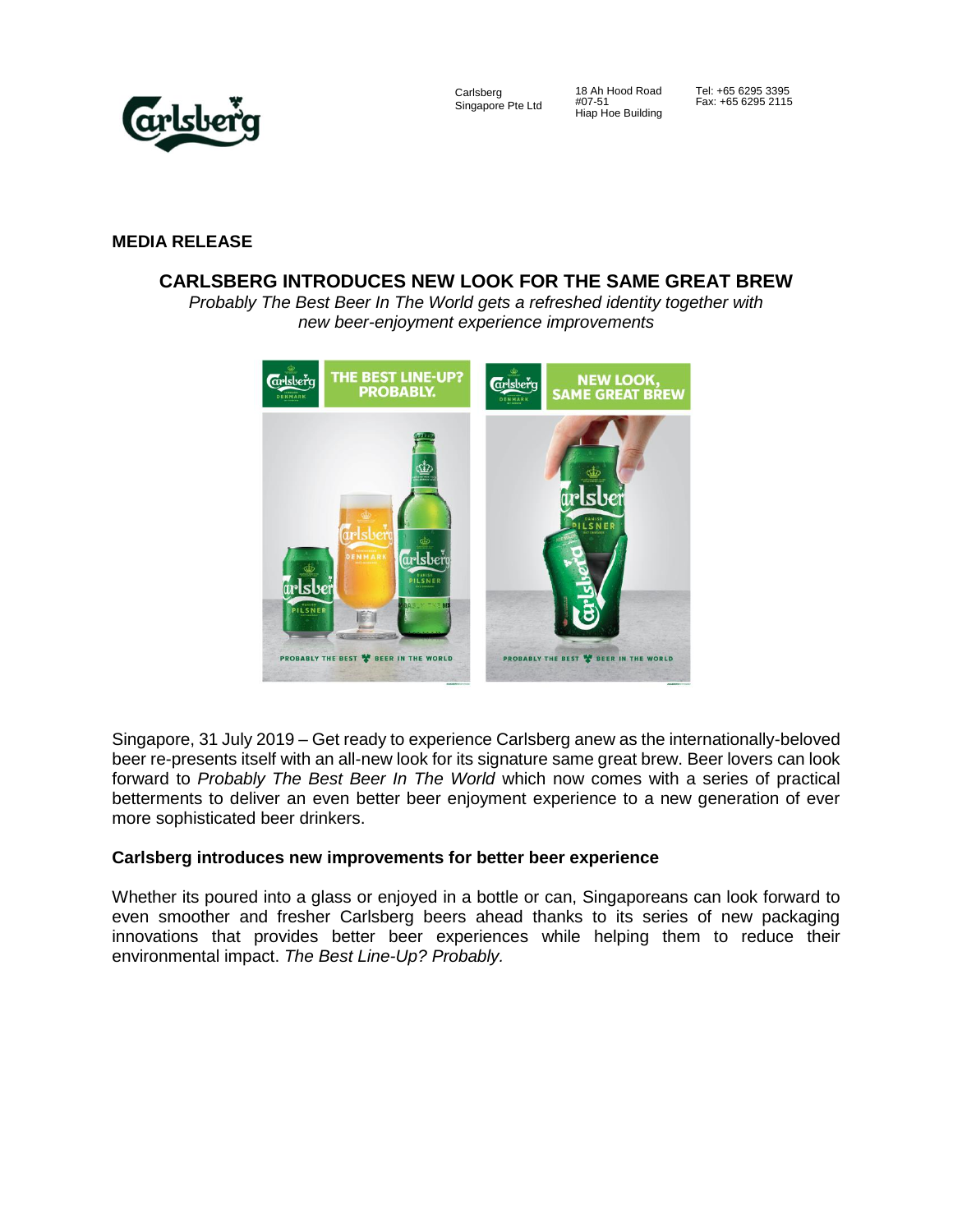Carlsberg Singapore Pte Ltd
18 Ah Hood Road
#07-51
Hiap Hoe Building
Tel: +65 6295 3395
Fax: +65 6295 2115

**MEDIA RELEASE**

## CARLSBERG INTRODUCES NEW LOOK FOR THE SAME GREAT BREW

*Probably The Best Beer In The World gets a refreshed identity together with new beer-enjoyment experience improvements*

Singapore, 31 July 2019 – Get ready to experience Carlsberg anew as the internationally-beloved beer re-presents itself with an all-new look for its signature same great brew. Beer lovers can look forward to *Probably The Best Beer In The World* which now comes with a series of practical betterments to deliver an even better beer enjoyment experience to a new generation of ever more sophisticated beer drinkers.

**Carlsberg introduces new improvements for better beer experience**

Whether its poured into a glass or enjoyed in a bottle or can, Singaporeans can look forward to even smoother and fresher Carlsberg beers ahead thanks to its series of new packaging innovations that provides better beer experiences while helping them to reduce their environmental impact. *The Best Line-Up? Probably.*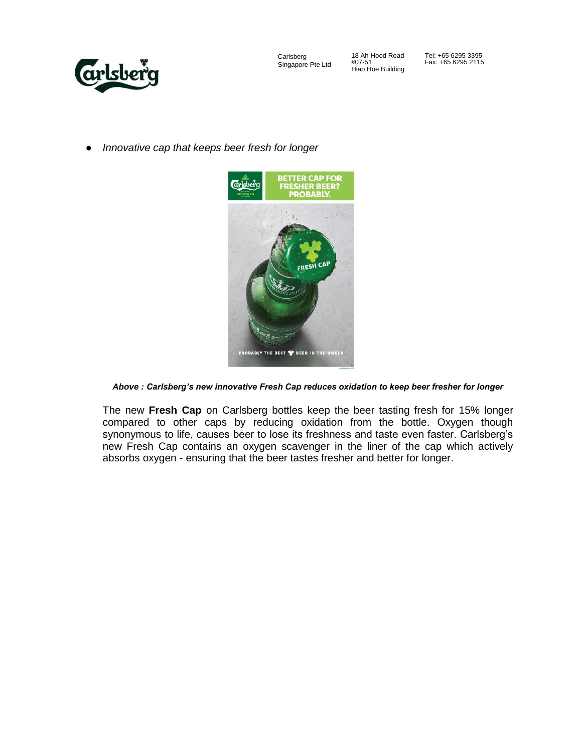- *Innovative cap that keeps beer fresh for longer*

***Above : Carlsberg's new innovative Fresh Cap reduces oxidation to keep beer fresher for longer***

The new **Fresh Cap** on Carlsberg bottles keep the beer tasting fresh for 15% longer compared to other caps by reducing oxidation from the bottle. Oxygen though synonymous to life, causes beer to lose its freshness and taste even faster. Carlsberg's new Fresh Cap contains an oxygen scavenger in the liner of the cap which actively absorbs oxygen - ensuring that the beer tastes fresher and better for longer.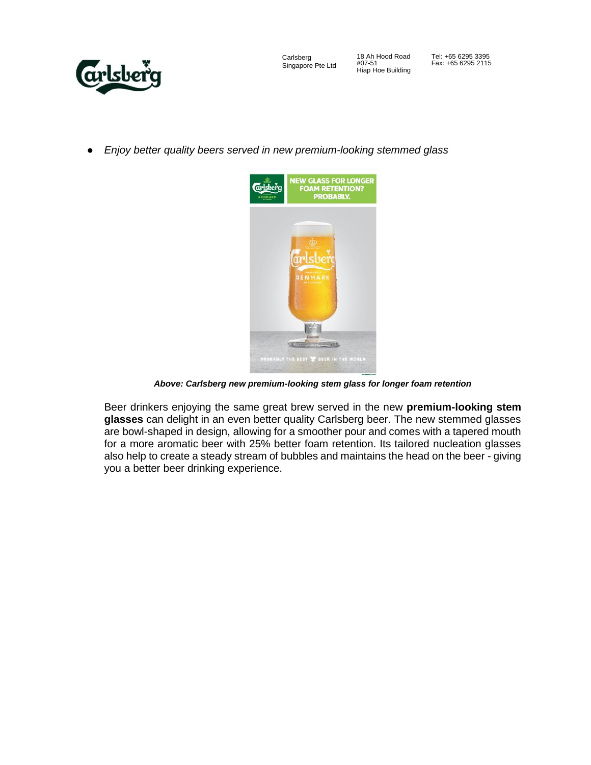Carlsberg Singapore Pte Ltd
18 Ah Hood Road
#07-51
Hiap Hoe Building
Tel: +65 6295 3395
Fax: +65 6295 2115

- *Enjoy better quality beers served in new premium-looking stemmed glass*

***Above: Carlsberg new premium-looking stem glass for longer foam retention***

Beer drinkers enjoying the same great brew served in the new **premium-looking stem glasses** can delight in an even better quality Carlsberg beer. The new stemmed glasses are bowl-shaped in design, allowing for a smoother pour and comes with a tapered mouth for a more aromatic beer with 25% better foam retention. Its tailored nucleation glasses also help to create a steady stream of bubbles and maintains the head on the beer - giving you a better beer drinking experience.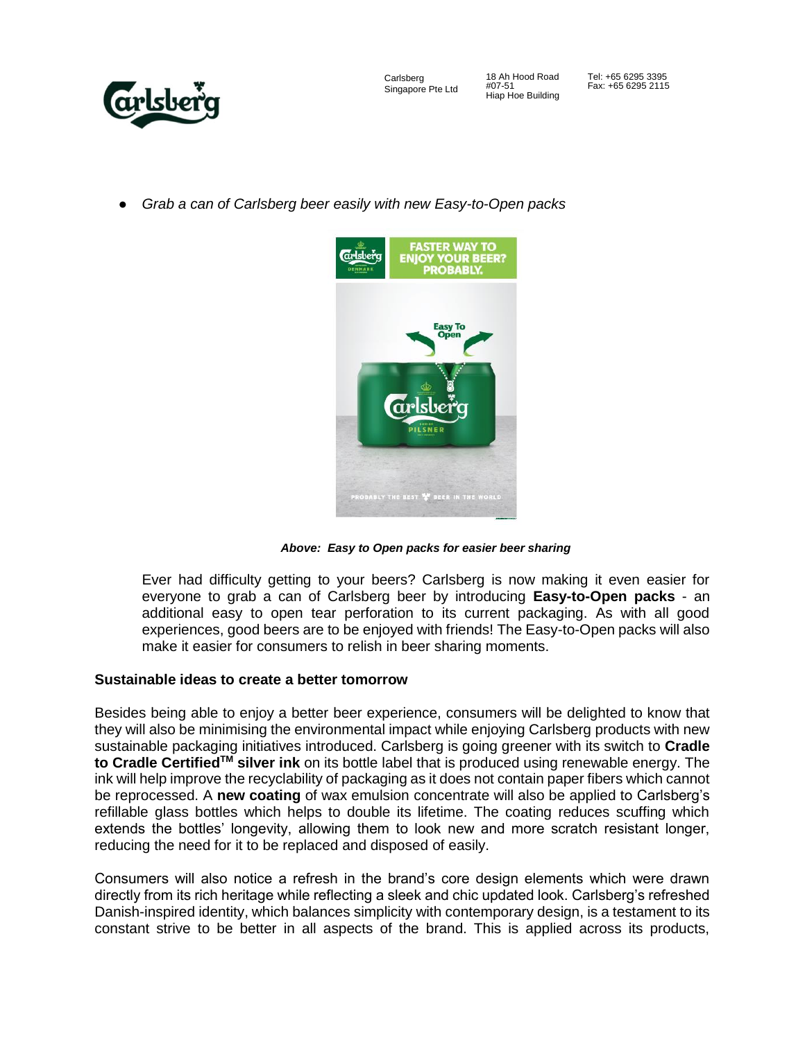Carlsberg Singapore Pte Ltd
18 Ah Hood Road #07-51 Hiap Hoe Building
Tel: +65 6295 3395
Fax: +65 6295 2115

- *Grab a can of Carlsberg beer easily with new Easy-to-Open packs*

***Above: Easy to Open packs for easier beer sharing***

Ever had difficulty getting to your beers? Carlsberg is now making it even easier for everyone to grab a can of Carlsberg beer by introducing **Easy-to-Open packs** - an additional easy to open tear perforation to its current packaging. As with all good experiences, good beers are to be enjoyed with friends! The Easy-to-Open packs will also make it easier for consumers to relish in beer sharing moments.

**Sustainable ideas to create a better tomorrow**

Besides being able to enjoy a better beer experience, consumers will be delighted to know that they will also be minimising the environmental impact while enjoying Carlsberg products with new sustainable packaging initiatives introduced. Carlsberg is going greener with its switch to **Cradle to Cradle Certified™ silver ink** on its bottle label that is produced using renewable energy. The ink will help improve the recyclability of packaging as it does not contain paper fibers which cannot be reprocessed. A **new coating** of wax emulsion concentrate will also be applied to Carlsberg's refillable glass bottles which helps to double its lifetime. The coating reduces scuffing which extends the bottles' longevity, allowing them to look new and more scratch resistant longer, reducing the need for it to be replaced and disposed of easily.

Consumers will also notice a refresh in the brand's core design elements which were drawn directly from its rich heritage while reflecting a sleek and chic updated look. Carlsberg's refreshed Danish-inspired identity, which balances simplicity with contemporary design, is a testament to its constant strive to be better in all aspects of the brand. This is applied across its products,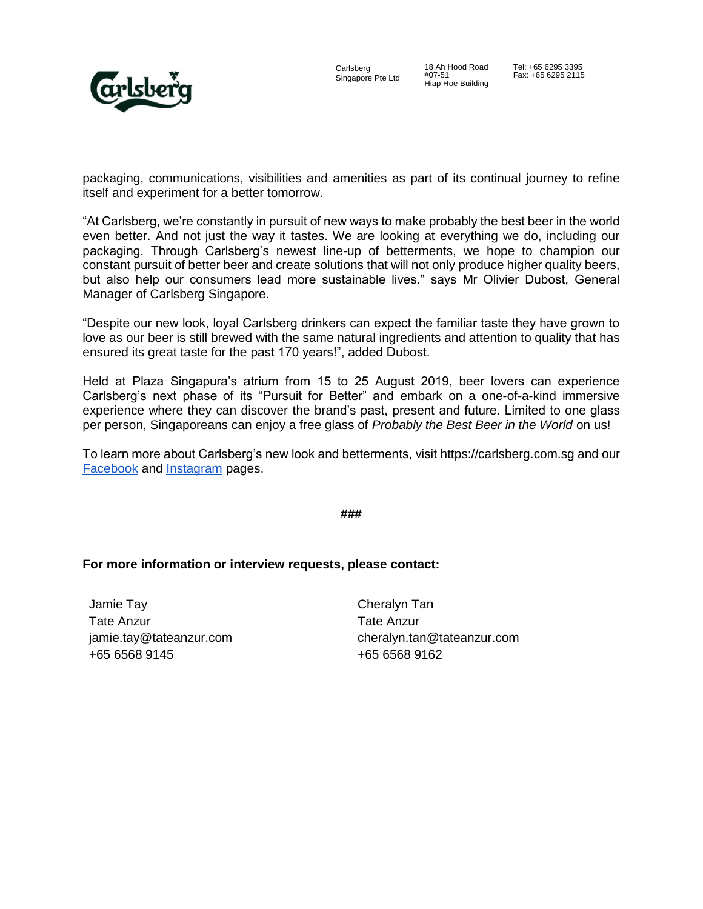packaging, communications, visibilities and amenities as part of its continual journey to refine itself and experiment for a better tomorrow.

"At Carlsberg, we're constantly in pursuit of new ways to make probably the best beer in the world even better. And not just the way it tastes. We are looking at everything we do, including our packaging. Through Carlsberg's newest line-up of betterments, we hope to champion our constant pursuit of better beer and create solutions that will not only produce higher quality beers, but also help our consumers lead more sustainable lives." says Mr Olivier Dubost, General Manager of Carlsberg Singapore.

"Despite our new look, loyal Carlsberg drinkers can expect the familiar taste they have grown to love as our beer is still brewed with the same natural ingredients and attention to quality that has ensured its great taste for the past 170 years!", added Dubost.

Held at Plaza Singapura's atrium from 15 to 25 August 2019, beer lovers can experience Carlsberg's next phase of its "Pursuit for Better" and embark on a one-of-a-kind immersive experience where they can discover the brand's past, present and future. Limited to one glass per person, Singaporeans can enjoy a free glass of *Probably the Best Beer in the World* on us!

To learn more about Carlsberg's new look and betterments, visit https://carlsberg.com.sg and our [Facebook]() and [Instagram]() pages.

###

**For more information or interview requests, please contact:**

Jamie Tay
Tate Anzur
jamie.tay@tateanzur.com
+65 6568 9145

Cheralyn Tan
Tate Anzur
cheralyn.tan@tateanzur.com
+65 6568 9162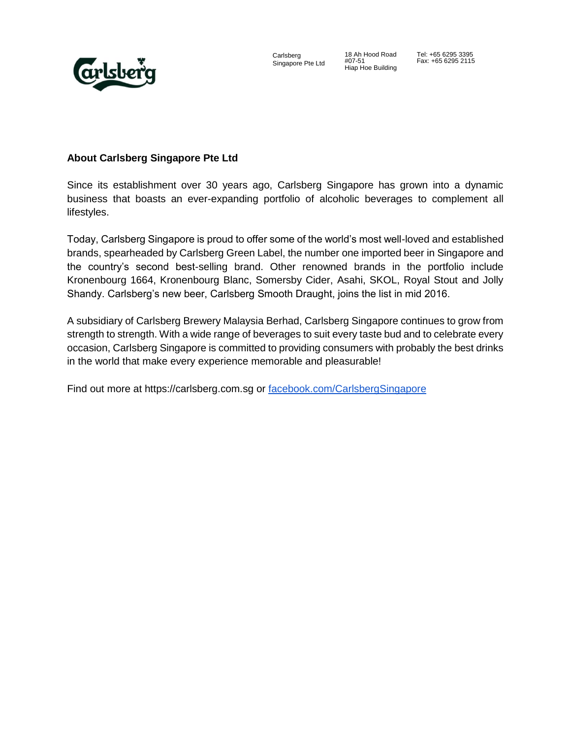Carlsberg Singapore Pte Ltd
18 Ah Hood Road
#07-51
Hiap Hoe Building
Tel: +65 6295 3395
Fax: +65 6295 2115

## About Carlsberg Singapore Pte Ltd

Since its establishment over 30 years ago, Carlsberg Singapore has grown into a dynamic business that boasts an ever-expanding portfolio of alcoholic beverages to complement all lifestyles.

Today, Carlsberg Singapore is proud to offer some of the world's most well-loved and established brands, spearheaded by Carlsberg Green Label, the number one imported beer in Singapore and the country's second best-selling brand. Other renowned brands in the portfolio include Kronenbourg 1664, Kronenbourg Blanc, Somersby Cider, Asahi, SKOL, Royal Stout and Jolly Shandy. Carlsberg's new beer, Carlsberg Smooth Draught, joins the list in mid 2016.

A subsidiary of Carlsberg Brewery Malaysia Berhad, Carlsberg Singapore continues to grow from strength to strength. With a wide range of beverages to suit every taste bud and to celebrate every occasion, Carlsberg Singapore is committed to providing consumers with probably the best drinks in the world that make every experience memorable and pleasurable!

Find out more at https://carlsberg.com.sg or [facebook.com/CarlsbergSingapore](https://facebook.com/CarlsbergSingapore)